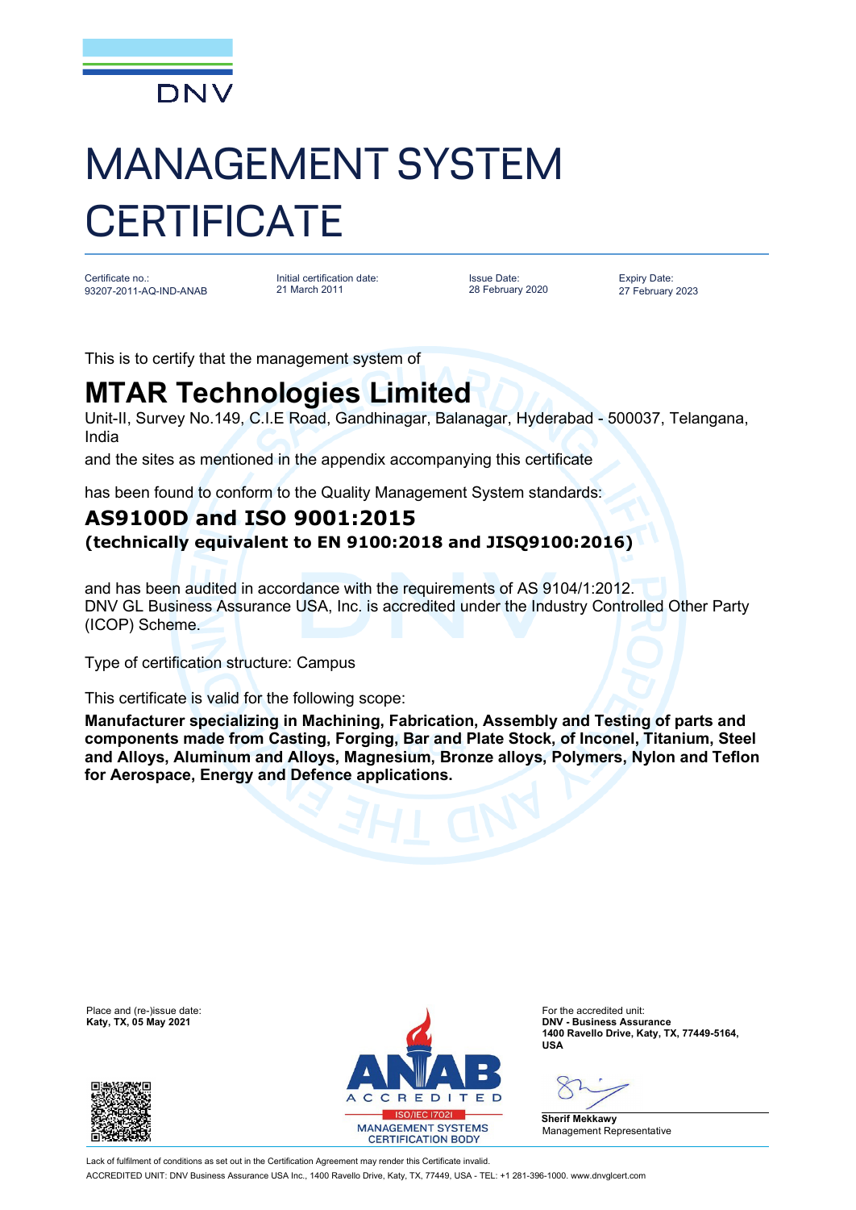DNV

# MANAGEMENT SYSTEM CERTIFICATE

| Certificate no.: | Initial certification date: | Issue Date: | Expiry Date: |
| --- | --- | --- | --- |
| 93207-2011-AQ-IND-ANAB | 21 March 2011 | 28 February 2020 | 27 February 2023 |

This is to certify that the management system of

## MTAR Technologies Limited

Unit-II, Survey No.149, C.I.E Road, Gandhinagar, Balanagar, Hyderabad - 500037, Telangana, India

and the sites as mentioned in the appendix accompanying this certificate

has been found to conform to the Quality Management System standards:

### AS9100D and ISO 9001:2015

**(technically equivalent to EN 9100:2018 and JISQ9100:2016)**

and has been audited in accordance with the requirements of AS 9104/1:2012.
DNV GL Business Assurance USA, Inc. is accredited under the Industry Controlled Other Party (ICOP) Scheme.

Type of certification structure: Campus

This certificate is valid for the following scope:

**Manufacturer specializing in Machining, Fabrication, Assembly and Testing of parts and components made from Casting, Forging, Bar and Plate Stock, of Inconel, Titanium, Steel and Alloys, Aluminum and Alloys, Magnesium, Bronze alloys, Polymers, Nylon and Teflon for Aerospace, Energy and Defence applications.**

Place and (re-)issue date:
**Katy, TX, 05 May 2021**

ANAB ACCREDITED ISO/IEC 17021 MANAGEMENT SYSTEMS CERTIFICATION BODY

For the accredited unit:
**DNV - Business Assurance**
**1400 Ravello Drive, Katy, TX, 77449-5164, USA**

**Sherif Mekkawy**
Management Representative

Lack of fulfilment of conditions as set out in the Certification Agreement may render this Certificate invalid.
ACCREDITED UNIT: DNV Business Assurance USA Inc., 1400 Ravello Drive, Katy, TX, 77449, USA - TEL: +1 281-396-1000. www.dnvglcert.com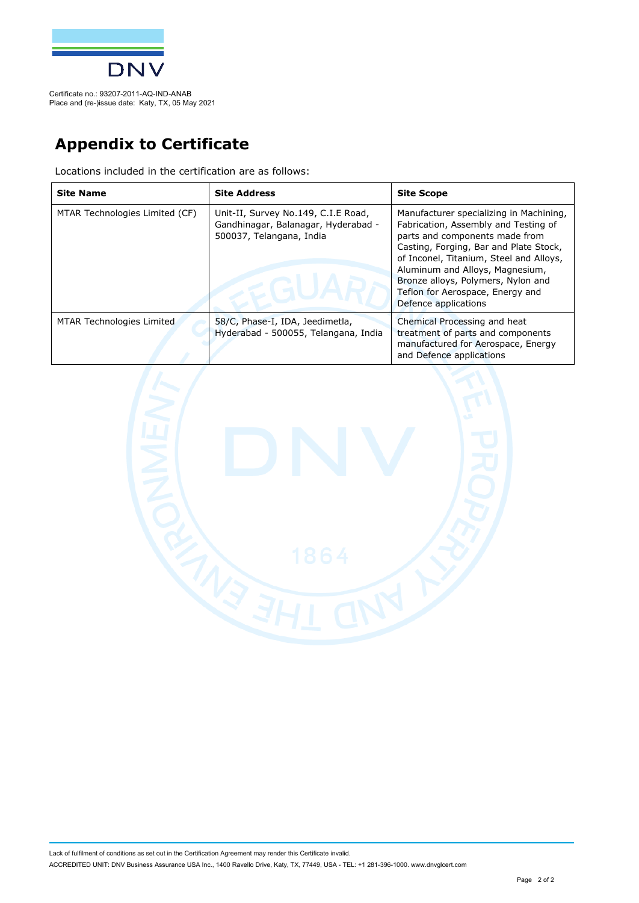Certificate no.: 93207-2011-AQ-IND-ANAB
Place and (re-)issue date: Katy, TX, 05 May 2021

# Appendix to Certificate

Locations included in the certification are as follows:

| Site Name | Site Address | Site Scope |
|---|---|---|
| MTAR Technologies Limited (CF) | Unit-II, Survey No.149, C.I.E Road, Gandhinagar, Balanagar, Hyderabad - 500037, Telangana, India | Manufacturer specializing in Machining, Fabrication, Assembly and Testing of parts and components made from Casting, Forging, Bar and Plate Stock, of Inconel, Titanium, Steel and Alloys, Aluminum and Alloys, Magnesium, Bronze alloys, Polymers, Nylon and Teflon for Aerospace, Energy and Defence applications |
| MTAR Technologies Limited | 58/C, Phase-I, IDA, Jeedimetla, Hyderabad - 500055, Telangana, India | Chemical Processing and heat treatment of parts and components manufactured for Aerospace, Energy and Defence applications |

Lack of fulfilment of conditions as set out in the Certification Agreement may render this Certificate invalid.

ACCREDITED UNIT: DNV Business Assurance USA Inc., 1400 Ravello Drive, Katy, TX, 77449, USA - TEL: +1 281-396-1000. www.dnvglcert.com